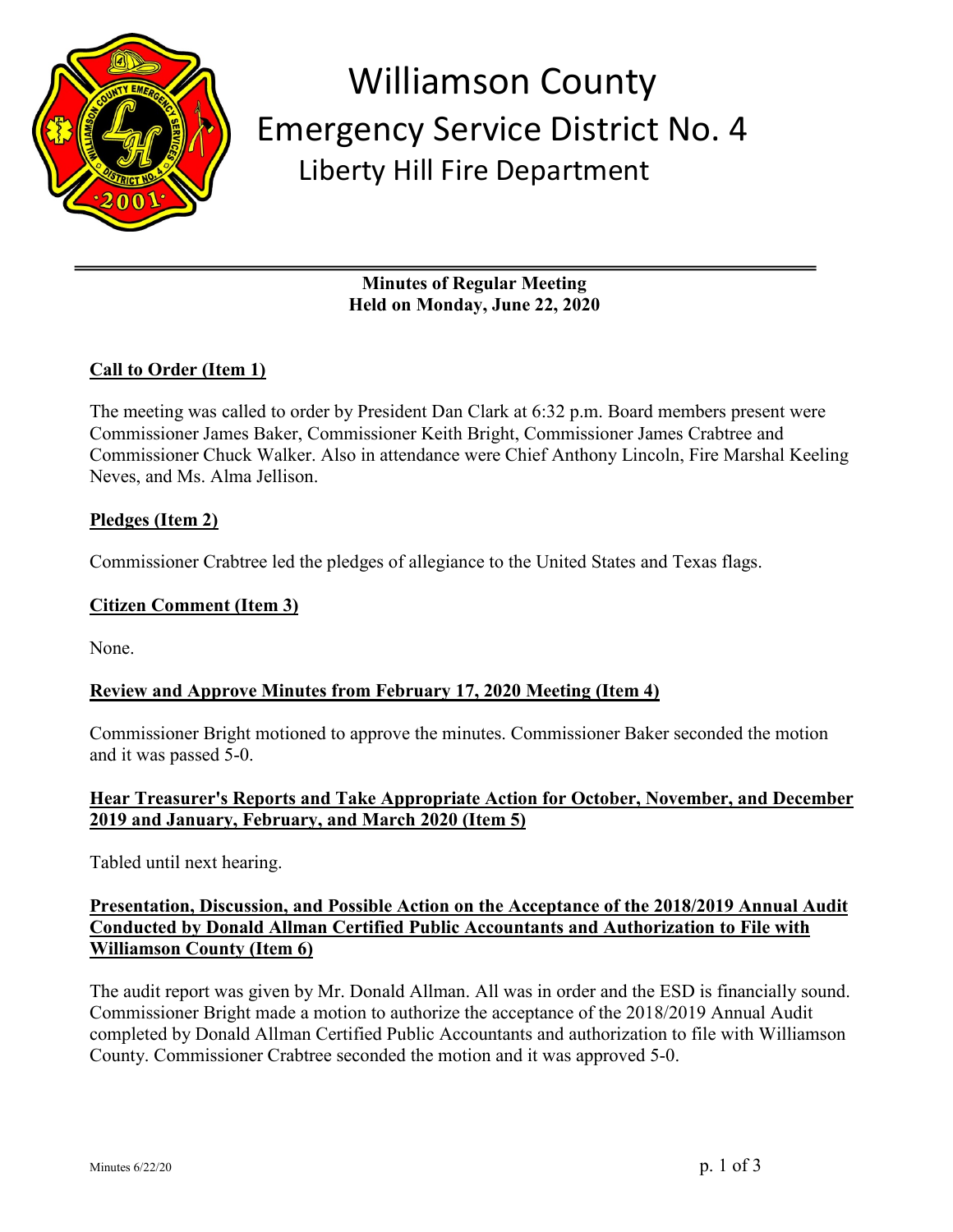# Williamson County
## Emergency Service District No. 4
### Liberty Hill Fire Department

**Minutes of Regular Meeting**
**Held on Monday, June 22, 2020**

**Call to Order (Item 1)**

The meeting was called to order by President Dan Clark at 6:32 p.m. Board members present were Commissioner James Baker, Commissioner Keith Bright, Commissioner James Crabtree and Commissioner Chuck Walker. Also in attendance were Chief Anthony Lincoln, Fire Marshal Keeling Neves, and Ms. Alma Jellison.

**Pledges (Item 2)**

Commissioner Crabtree led the pledges of allegiance to the United States and Texas flags.

**Citizen Comment (Item 3)**

None.

**Review and Approve Minutes from February 17, 2020 Meeting (Item 4)**

Commissioner Bright motioned to approve the minutes. Commissioner Baker seconded the motion and it was passed 5-0.

**Hear Treasurer's Reports and Take Appropriate Action for October, November, and December 2019 and January, February, and March 2020 (Item 5)**

Tabled until next hearing.

**Presentation, Discussion, and Possible Action on the Acceptance of the 2018/2019 Annual Audit Conducted by Donald Allman Certified Public Accountants and Authorization to File with Williamson County (Item 6)**

The audit report was given by Mr. Donald Allman. All was in order and the ESD is financially sound. Commissioner Bright made a motion to authorize the acceptance of the 2018/2019 Annual Audit completed by Donald Allman Certified Public Accountants and authorization to file with Williamson County. Commissioner Crabtree seconded the motion and it was approved 5-0.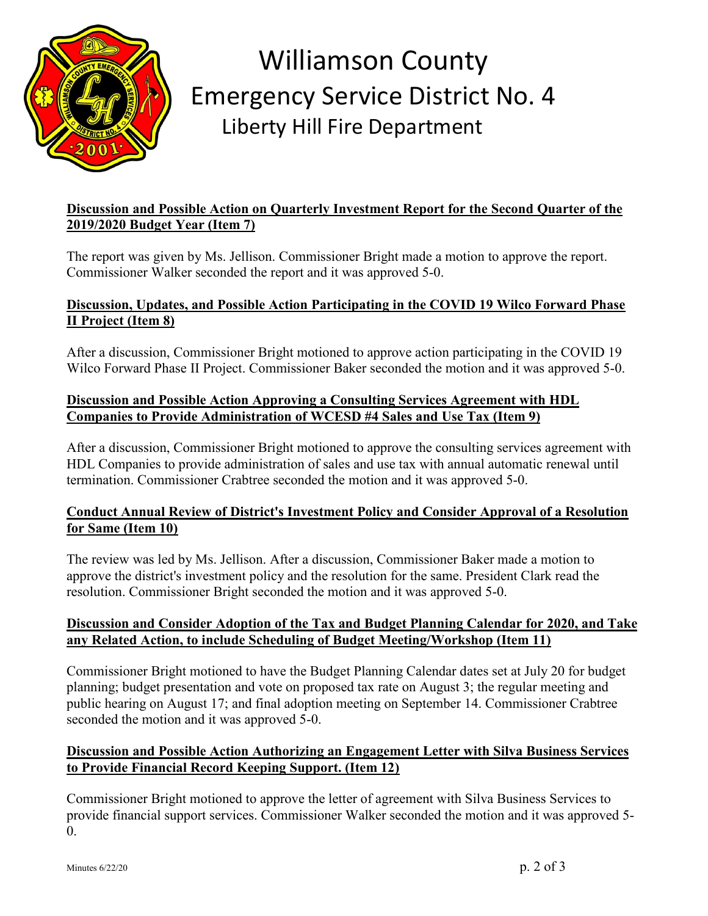**Discussion and Possible Action on Quarterly Investment Report for the Second Quarter of the 2019/2020 Budget Year (Item 7)**

The report was given by Ms. Jellison. Commissioner Bright made a motion to approve the report. Commissioner Walker seconded the report and it was approved 5-0.

**Discussion, Updates, and Possible Action Participating in the COVID 19 Wilco Forward Phase II Project (Item 8)**

After a discussion, Commissioner Bright motioned to approve action participating in the COVID 19 Wilco Forward Phase II Project. Commissioner Baker seconded the motion and it was approved 5-0.

**Discussion and Possible Action Approving a Consulting Services Agreement with HDL Companies to Provide Administration of WCESD #4 Sales and Use Tax (Item 9)**

After a discussion, Commissioner Bright motioned to approve the consulting services agreement with HDL Companies to provide administration of sales and use tax with annual automatic renewal until termination. Commissioner Crabtree seconded the motion and it was approved 5-0.

**Conduct Annual Review of District's Investment Policy and Consider Approval of a Resolution for Same (Item 10)**

The review was led by Ms. Jellison. After a discussion, Commissioner Baker made a motion to approve the district's investment policy and the resolution for the same. President Clark read the resolution. Commissioner Bright seconded the motion and it was approved 5-0.

**Discussion and Consider Adoption of the Tax and Budget Planning Calendar for 2020, and Take any Related Action, to include Scheduling of Budget Meeting/Workshop (Item 11)**

Commissioner Bright motioned to have the Budget Planning Calendar dates set at July 20 for budget planning; budget presentation and vote on proposed tax rate on August 3; the regular meeting and public hearing on August 17; and final adoption meeting on September 14. Commissioner Crabtree seconded the motion and it was approved 5-0.

**Discussion and Possible Action Authorizing an Engagement Letter with Silva Business Services to Provide Financial Record Keeping Support. (Item 12)**

Commissioner Bright motioned to approve the letter of agreement with Silva Business Services to provide financial support services. Commissioner Walker seconded the motion and it was approved 5-0.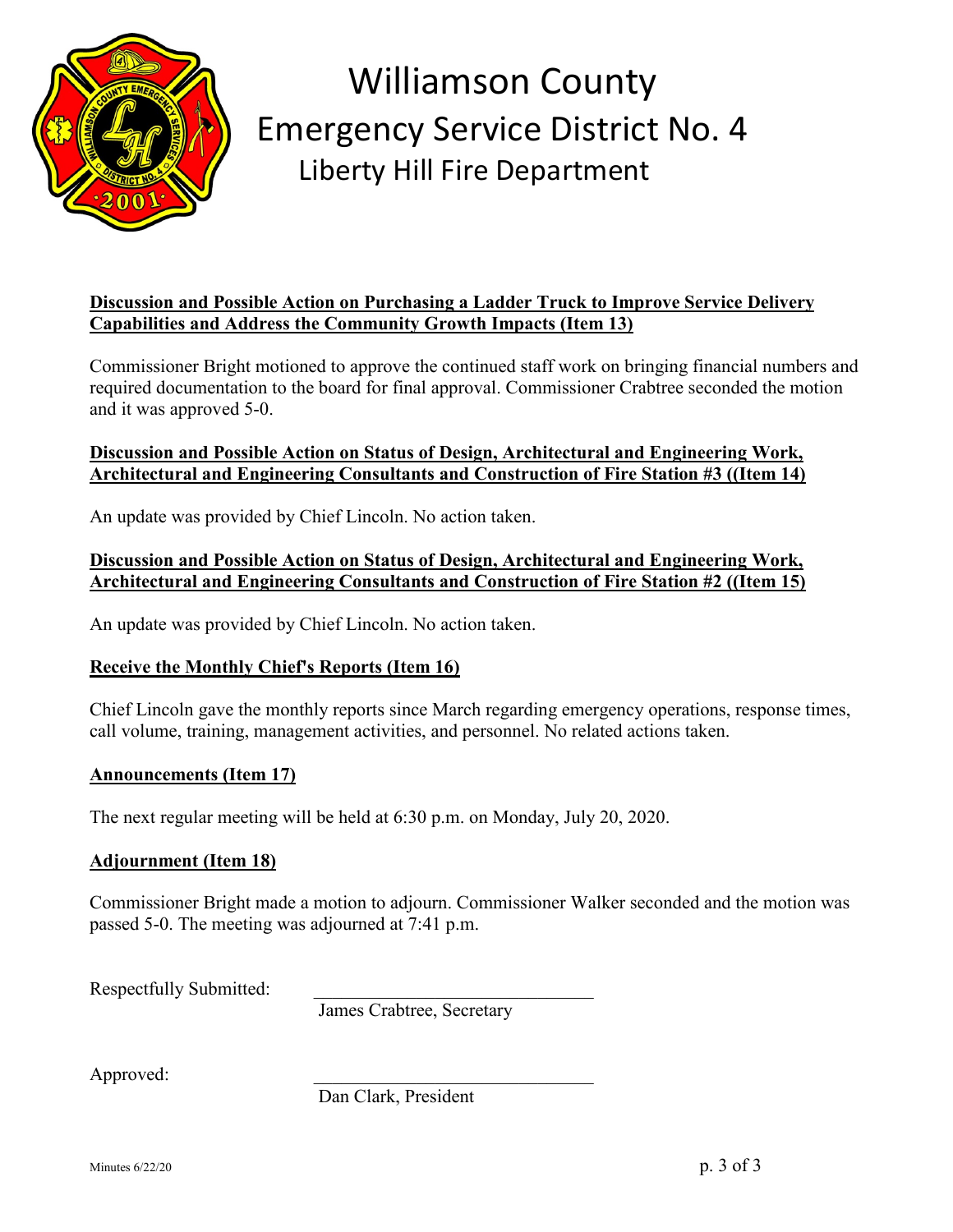# Williamson County
## Emergency Service District No. 4
### Liberty Hill Fire Department

**Discussion and Possible Action on Purchasing a Ladder Truck to Improve Service Delivery Capabilities and Address the Community Growth Impacts (Item 13)**

Commissioner Bright motioned to approve the continued staff work on bringing financial numbers and required documentation to the board for final approval. Commissioner Crabtree seconded the motion and it was approved 5-0.

**Discussion and Possible Action on Status of Design, Architectural and Engineering Work, Architectural and Engineering Consultants and Construction of Fire Station #3 ((Item 14)**

An update was provided by Chief Lincoln. No action taken.

**Discussion and Possible Action on Status of Design, Architectural and Engineering Work, Architectural and Engineering Consultants and Construction of Fire Station #2 ((Item 15)**

An update was provided by Chief Lincoln. No action taken.

**Receive the Monthly Chief's Reports (Item 16)**

Chief Lincoln gave the monthly reports since March regarding emergency operations, response times, call volume, training, management activities, and personnel. No related actions taken.

**Announcements (Item 17)**

The next regular meeting will be held at 6:30 p.m. on Monday, July 20, 2020.

**Adjournment (Item 18)**

Commissioner Bright made a motion to adjourn. Commissioner Walker seconded and the motion was passed 5-0. The meeting was adjourned at 7:41 p.m.

Respectfully Submitted: ______________________________
James Crabtree, Secretary

Approved: ______________________________
Dan Clark, President

Minutes 6/22/20